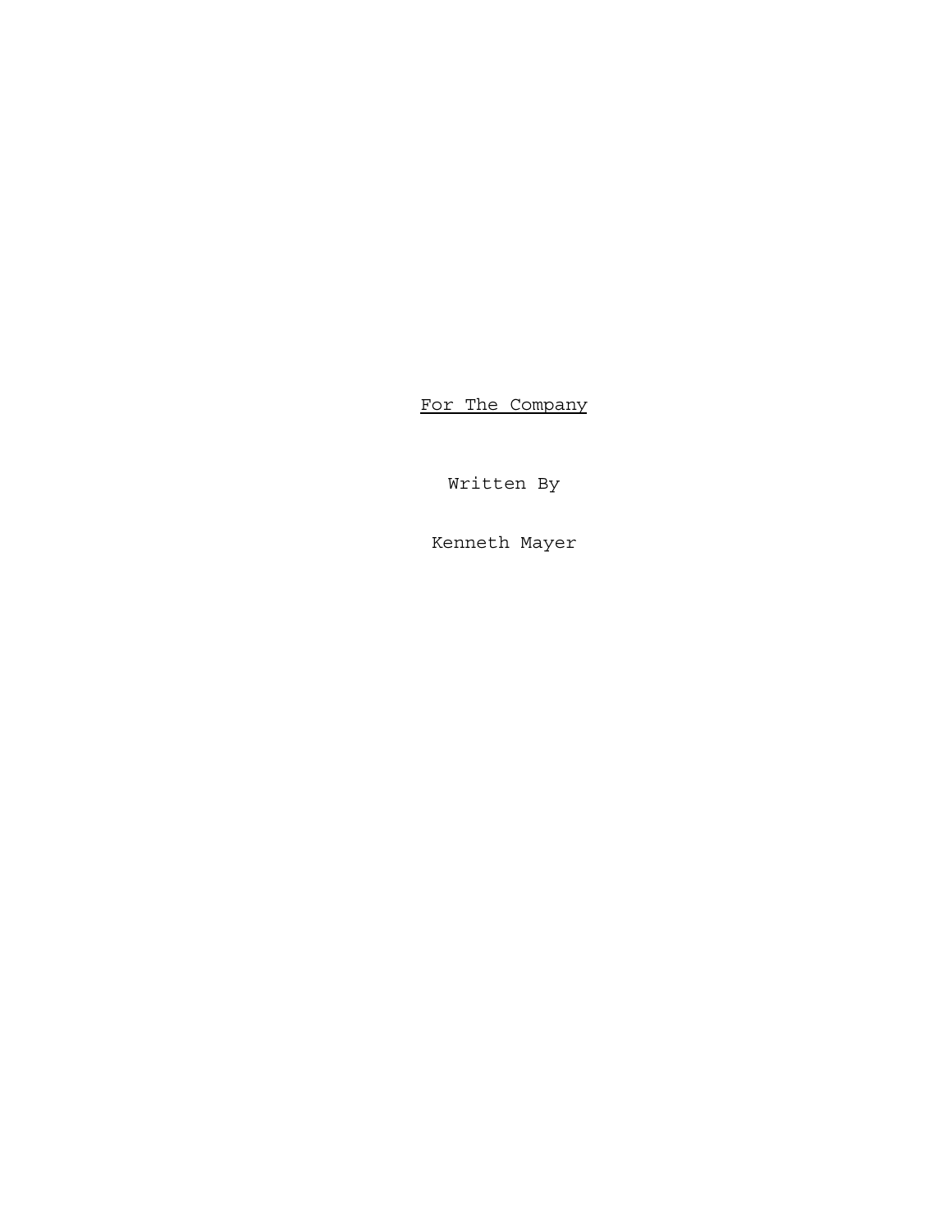# <u>For The Company</u>

Written By

Kenneth Mayer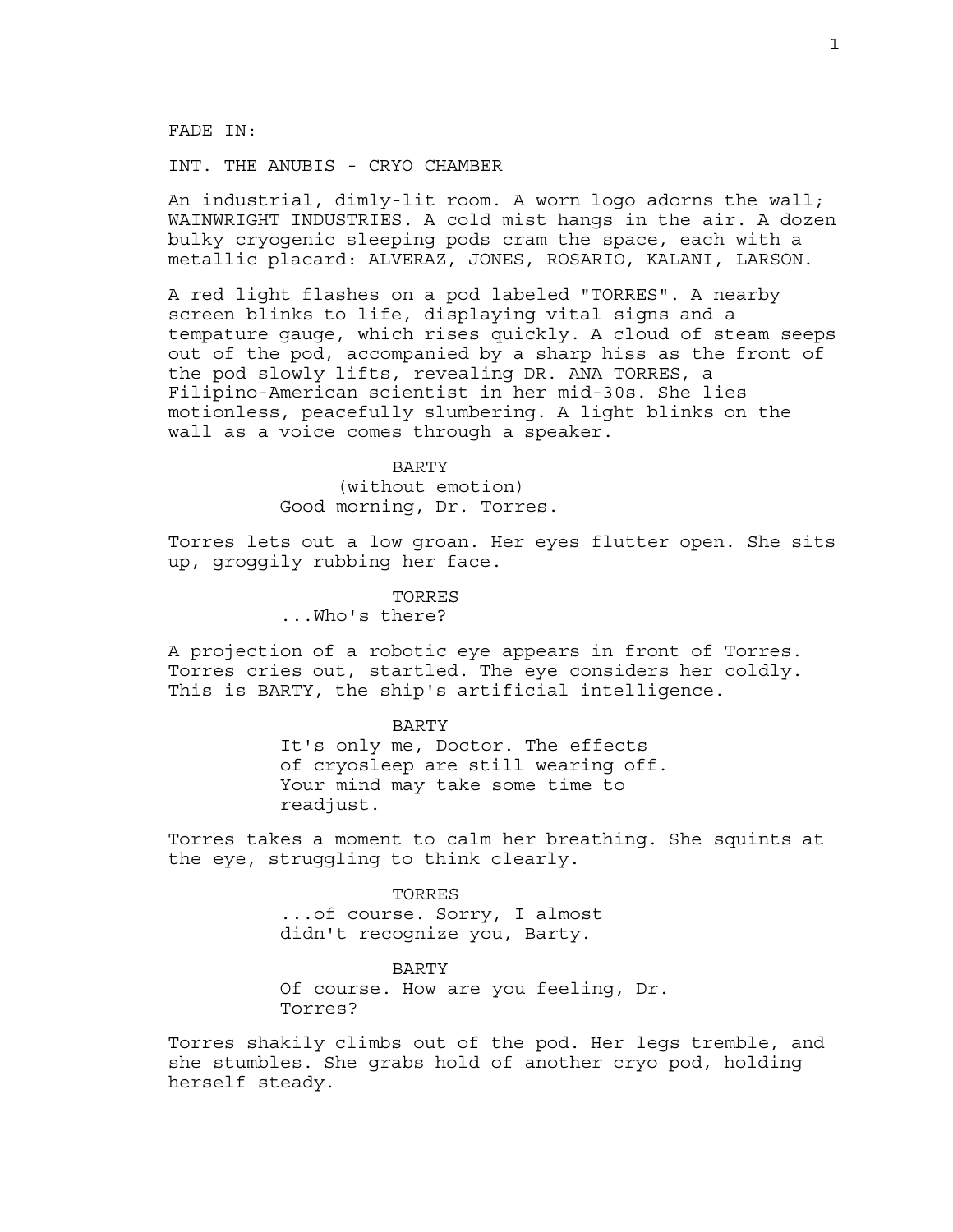FADE IN:

INT. THE ANUBIS - CRYO CHAMBER

An industrial, dimly-lit room. A worn logo adorns the wall; WAINWRIGHT INDUSTRIES. A cold mist hangs in the air. A dozen bulky cryogenic sleeping pods cram the space, each with a metallic placard: ALVERAZ, JONES, ROSARIO, KALANI, LARSON.

A red light flashes on a pod labeled "TORRES". A nearby screen blinks to life, displaying vital signs and a tempature gauge, which rises quickly. A cloud of steam seeps out of the pod, accompanied by a sharp hiss as the front of the pod slowly lifts, revealing DR. ANA TORRES, a Filipino-American scientist in her mid-30s. She lies motionless, peacefully slumbering. A light blinks on the wall as a voice comes through a speaker.

BARTY
(without emotion)
Good morning, Dr. Torres.

Torres lets out a low groan. Her eyes flutter open. She sits up, groggily rubbing her face.

TORRES
...Who's there?

A projection of a robotic eye appears in front of Torres. Torres cries out, startled. The eye considers her coldly. This is BARTY, the ship's artificial intelligence.

BARTY
It's only me, Doctor. The effects of cryosleep are still wearing off. Your mind may take some time to readjust.

Torres takes a moment to calm her breathing. She squints at the eye, struggling to think clearly.

TORRES
...of course. Sorry, I almost didn't recognize you, Barty.

BARTY
Of course. How are you feeling, Dr. Torres?

Torres shakily climbs out of the pod. Her legs tremble, and she stumbles. She grabs hold of another cryo pod, holding herself steady.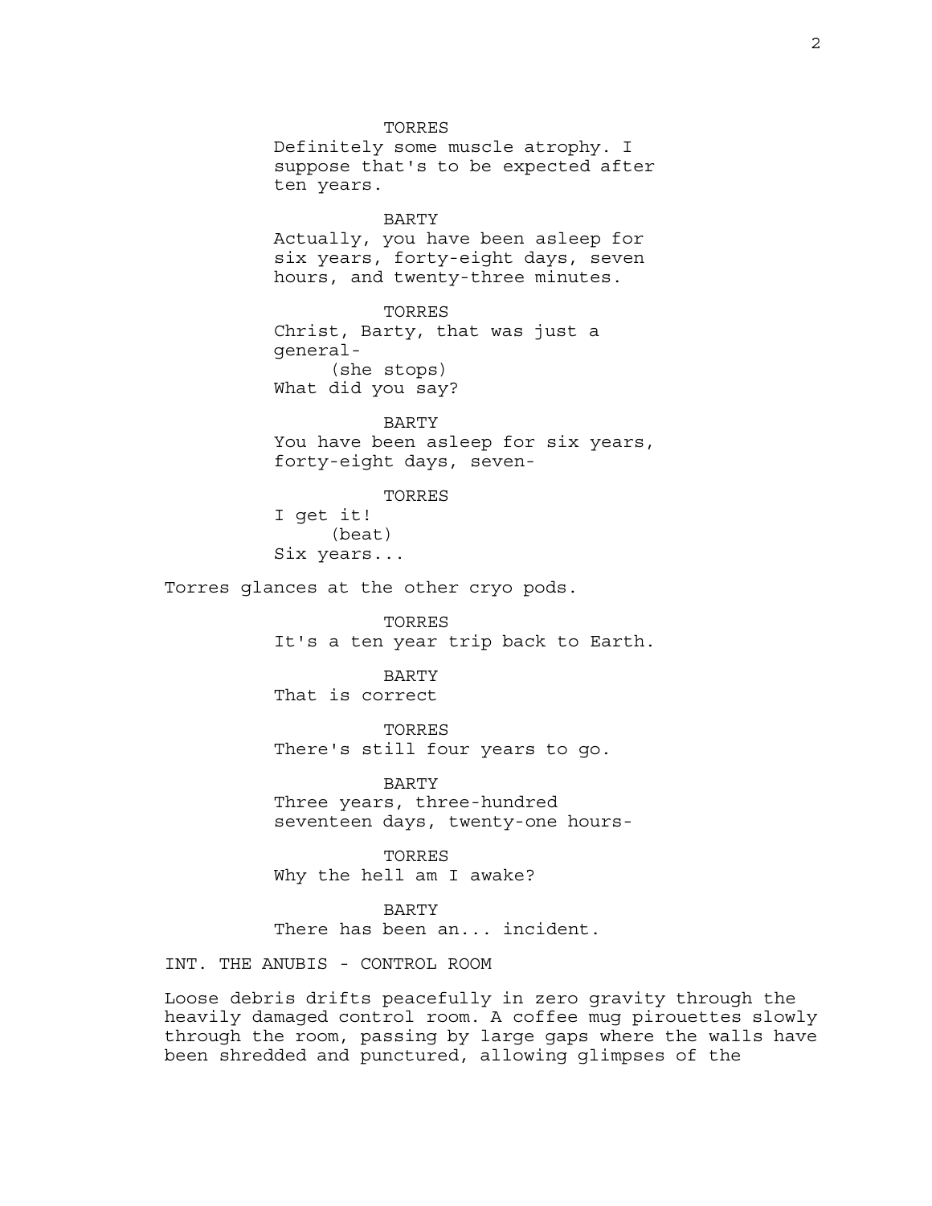TORRES
Definitely some muscle atrophy. I suppose that's to be expected after ten years.

BARTY
Actually, you have been asleep for six years, forty-eight days, seven hours, and twenty-three minutes.

TORRES
Christ, Barty, that was just a general-
(she stops)
What did you say?

BARTY
You have been asleep for six years, forty-eight days, seven-

TORRES
I get it!
(beat)
Six years...

Torres glances at the other cryo pods.

TORRES
It's a ten year trip back to Earth.

BARTY
That is correct

TORRES
There's still four years to go.

BARTY
Three years, three-hundred seventeen days, twenty-one hours-

TORRES
Why the hell am I awake?

BARTY
There has been an... incident.

INT. THE ANUBIS - CONTROL ROOM

Loose debris drifts peacefully in zero gravity through the heavily damaged control room. A coffee mug pirouettes slowly through the room, passing by large gaps where the walls have been shredded and punctured, allowing glimpses of the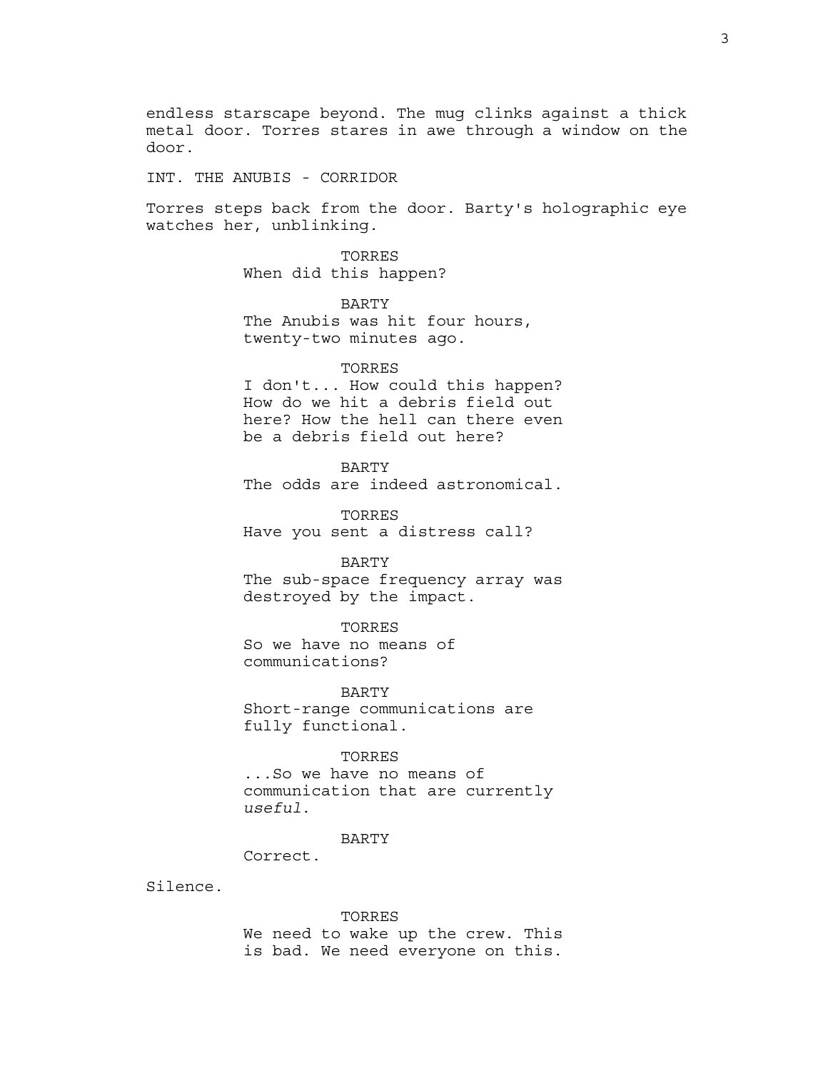endless starscape beyond. The mug clinks against a thick metal door. Torres stares in awe through a window on the door.

INT. THE ANUBIS - CORRIDOR

Torres steps back from the door. Barty's holographic eye watches her, unblinking.

TORRES
When did this happen?

BARTY
The Anubis was hit four hours, twenty-two minutes ago.

TORRES
I don't... How could this happen? How do we hit a debris field out here? How the hell can there even be a debris field out here?

BARTY
The odds are indeed astronomical.

TORRES
Have you sent a distress call?

BARTY
The sub-space frequency array was destroyed by the impact.

TORRES
So we have no means of communications?

BARTY
Short-range communications are fully functional.

TORRES
...So we have no means of communication that are currently *useful*.

BARTY
Correct.

Silence.

TORRES
We need to wake up the crew. This is bad. We need everyone on this.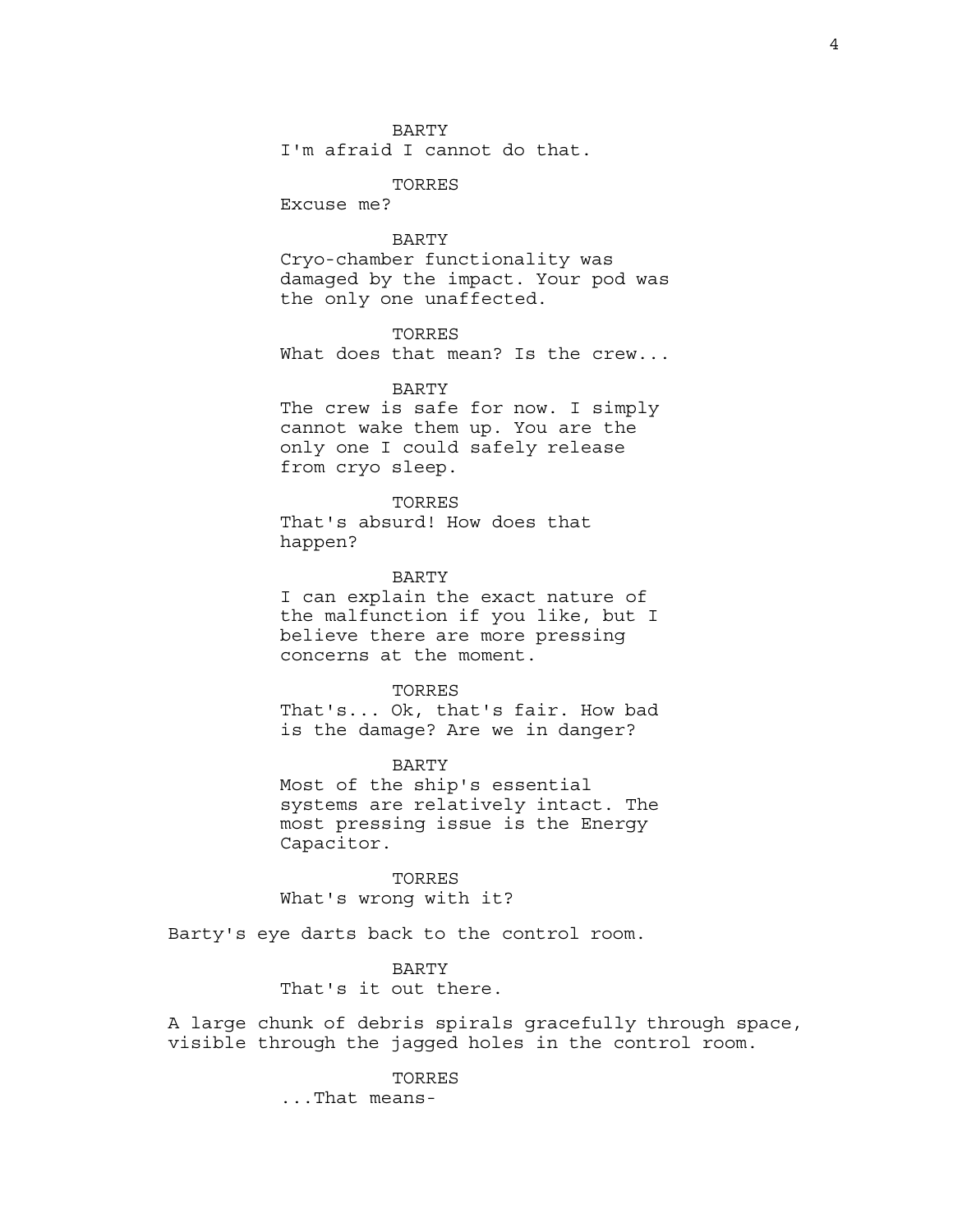BARTY

I'm afraid I cannot do that.

TORRES

Excuse me?

BARTY

Cryo-chamber functionality was damaged by the impact. Your pod was the only one unaffected.

TORRES

What does that mean? Is the crew...

BARTY

The crew is safe for now. I simply cannot wake them up. You are the only one I could safely release from cryo sleep.

TORRES

That's absurd! How does that happen?

BARTY

I can explain the exact nature of the malfunction if you like, but I believe there are more pressing concerns at the moment.

TORRES

That's... Ok, that's fair. How bad is the damage? Are we in danger?

BARTY

Most of the ship's essential systems are relatively intact. The most pressing issue is the Energy Capacitor.

TORRES

What's wrong with it?

Barty's eye darts back to the control room.

BARTY

That's it out there.

A large chunk of debris spirals gracefully through space, visible through the jagged holes in the control room.

TORRES

...That means-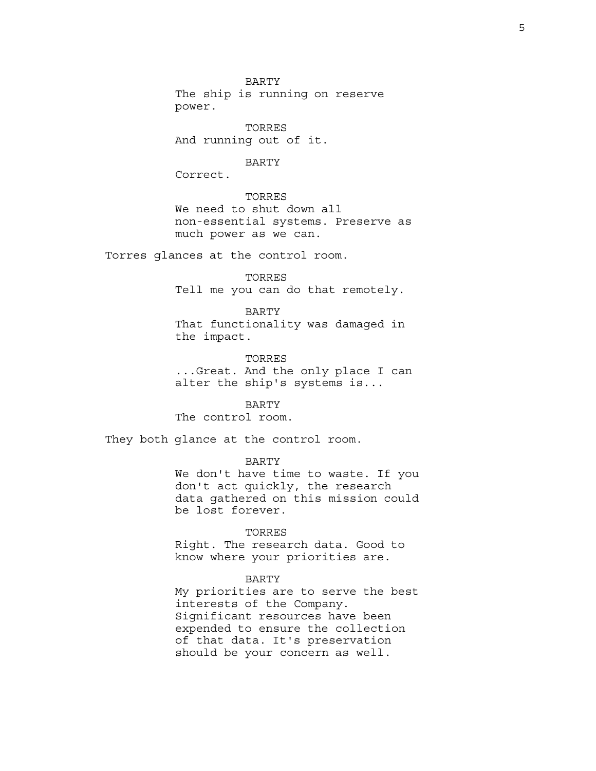BARTY
The ship is running on reserve power.

TORRES
And running out of it.

BARTY
Correct.

TORRES
We need to shut down all non-essential systems. Preserve as much power as we can.

Torres glances at the control room.

TORRES
Tell me you can do that remotely.

BARTY
That functionality was damaged in the impact.

TORRES
...Great. And the only place I can alter the ship's systems is...

BARTY
The control room.

They both glance at the control room.

BARTY
We don't have time to waste. If you don't act quickly, the research data gathered on this mission could be lost forever.

TORRES
Right. The research data. Good to know where your priorities are.

BARTY
My priorities are to serve the best interests of the Company. Significant resources have been expended to ensure the collection of that data. It's preservation should be your concern as well.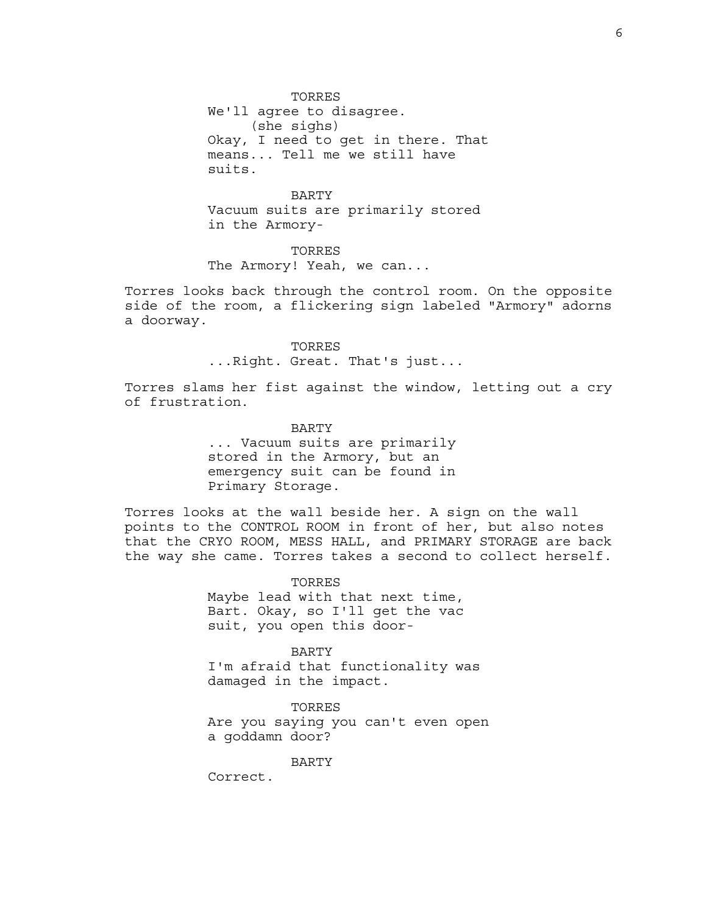TORRES
We'll agree to disagree.
(she sighs)
Okay, I need to get in there. That means... Tell me we still have suits.

BARTY
Vacuum suits are primarily stored in the Armory-

TORRES
The Armory! Yeah, we can...

Torres looks back through the control room. On the opposite side of the room, a flickering sign labeled "Armory" adorns a doorway.

TORRES
...Right. Great. That's just...

Torres slams her fist against the window, letting out a cry of frustration.

BARTY
... Vacuum suits are primarily stored in the Armory, but an emergency suit can be found in Primary Storage.

Torres looks at the wall beside her. A sign on the wall points to the CONTROL ROOM in front of her, but also notes that the CRYO ROOM, MESS HALL, and PRIMARY STORAGE are back the way she came. Torres takes a second to collect herself.

TORRES
Maybe lead with that next time, Bart. Okay, so I'll get the vac suit, you open this door-

BARTY
I'm afraid that functionality was damaged in the impact.

TORRES
Are you saying you can't even open a goddamn door?

BARTY
Correct.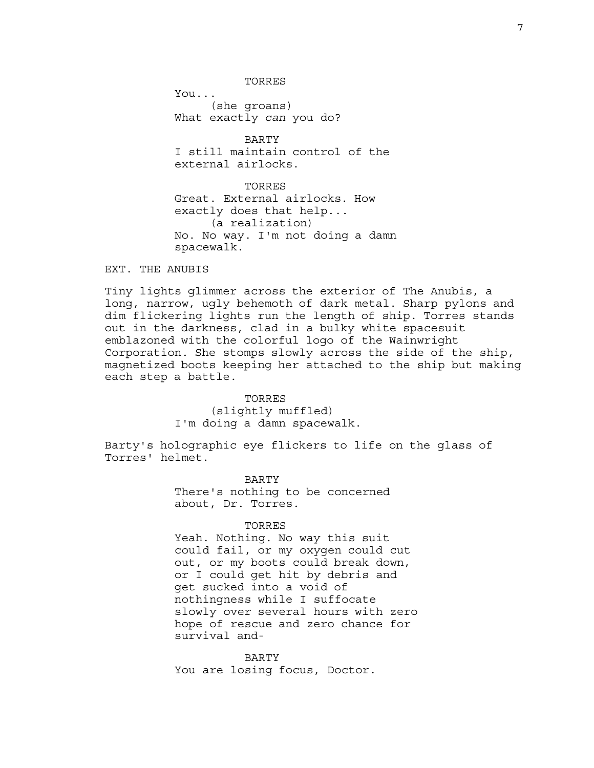TORRES

You...

(she groans)

What exactly *can* you do?

BARTY

I still maintain control of the external airlocks.

TORRES

Great. External airlocks. How exactly does that help...

(a realization)

No. No way. I'm not doing a damn spacewalk.

EXT. THE ANUBIS

Tiny lights glimmer across the exterior of The Anubis, a long, narrow, ugly behemoth of dark metal. Sharp pylons and dim flickering lights run the length of ship. Torres stands out in the darkness, clad in a bulky white spacesuit emblazoned with the colorful logo of the Wainwright Corporation. She stomps slowly across the side of the ship, magnetized boots keeping her attached to the ship but making each step a battle.

TORRES

(slightly muffled)

I'm doing a damn spacewalk.

Barty's holographic eye flickers to life on the glass of Torres' helmet.

BARTY

There's nothing to be concerned about, Dr. Torres.

TORRES

Yeah. Nothing. No way this suit could fail, or my oxygen could cut out, or my boots could break down, or I could get hit by debris and get sucked into a void of nothingness while I suffocate slowly over several hours with zero hope of rescue and zero chance for survival and-

BARTY

You are losing focus, Doctor.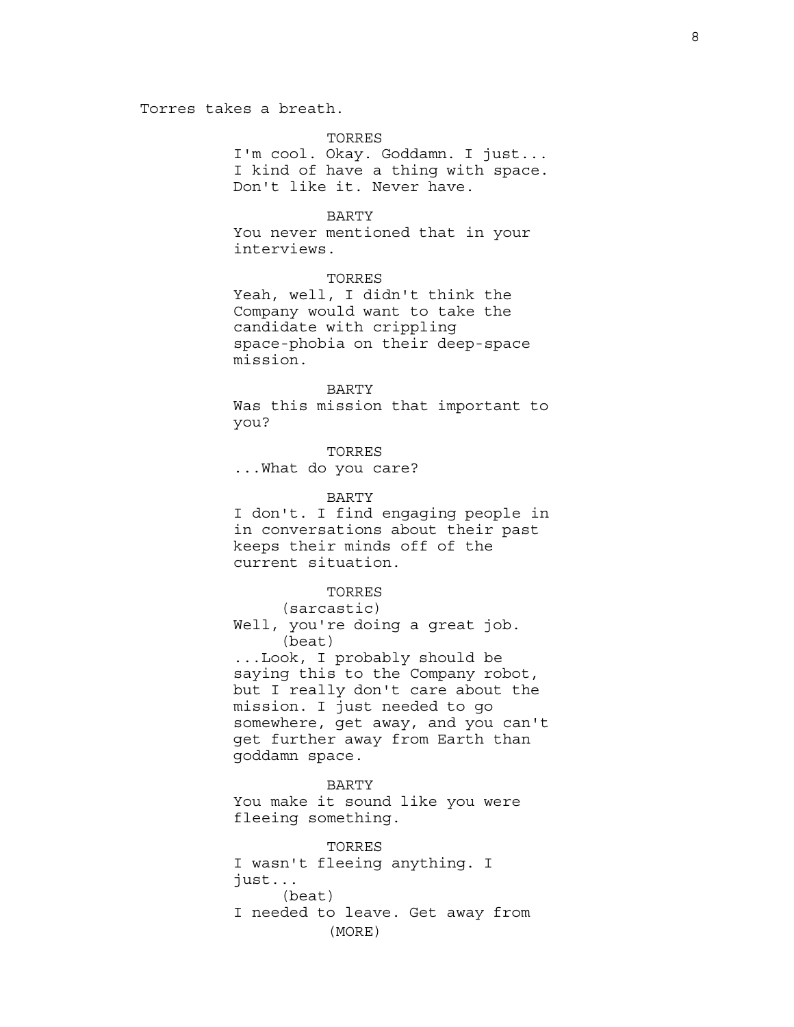Torres takes a breath.

TORRES
I'm cool. Okay. Goddamn. I just... I kind of have a thing with space. Don't like it. Never have.

BARTY
You never mentioned that in your interviews.

TORRES
Yeah, well, I didn't think the Company would want to take the candidate with crippling space-phobia on their deep-space mission.

BARTY
Was this mission that important to you?

TORRES
...What do you care?

BARTY
I don't. I find engaging people in in conversations about their past keeps their minds off of the current situation.

TORRES
(sarcastic)
Well, you're doing a great job.
(beat)
...Look, I probably should be saying this to the Company robot, but I really don't care about the mission. I just needed to go somewhere, get away, and you can't get further away from Earth than goddamn space.

BARTY
You make it sound like you were fleeing something.

TORRES
I wasn't fleeing anything. I just...
(beat)
I needed to leave. Get away from
(MORE)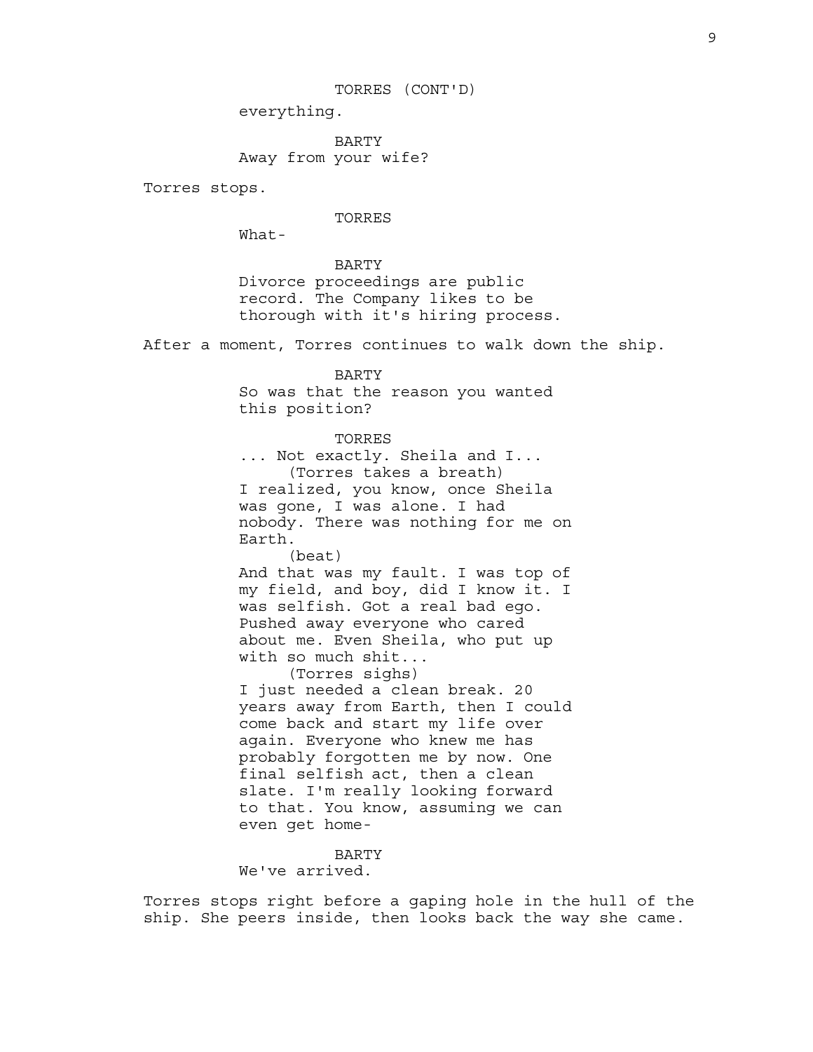TORRES (CONT'D)

everything.

BARTY

Away from your wife?

Torres stops.

TORRES

What-

BARTY

Divorce proceedings are public record. The Company likes to be thorough with it's hiring process.

After a moment, Torres continues to walk down the ship.

BARTY

So was that the reason you wanted this position?

TORRES

... Not exactly. Sheila and I...

(Torres takes a breath)

I realized, you know, once Sheila was gone, I was alone. I had nobody. There was nothing for me on Earth.

(beat)

And that was my fault. I was top of my field, and boy, did I know it. I was selfish. Got a real bad ego. Pushed away everyone who cared about me. Even Sheila, who put up with so much shit...

(Torres sighs)

I just needed a clean break. 20 years away from Earth, then I could come back and start my life over again. Everyone who knew me has probably forgotten me by now. One final selfish act, then a clean slate. I'm really looking forward to that. You know, assuming we can even get home-

BARTY

We've arrived.

Torres stops right before a gaping hole in the hull of the ship. She peers inside, then looks back the way she came.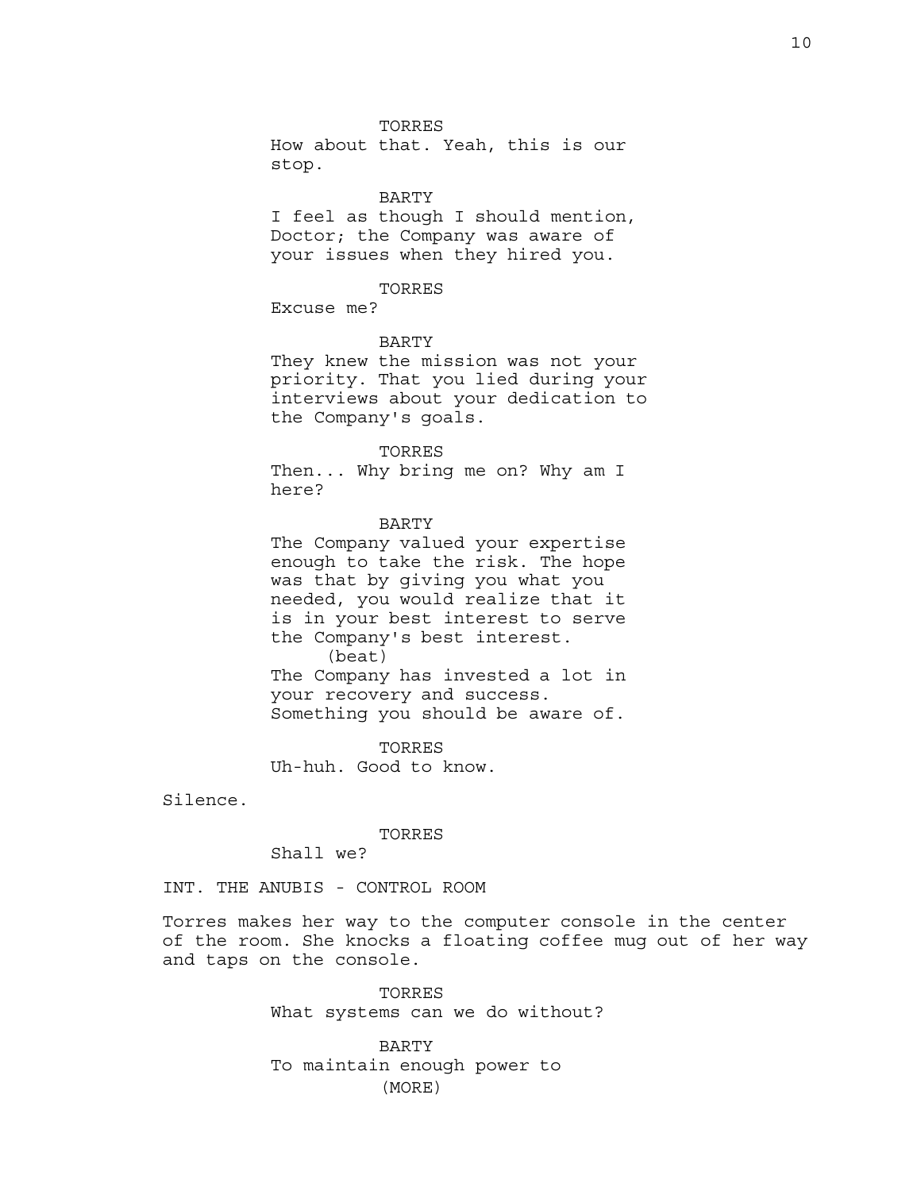TORRES
How about that. Yeah, this is our stop.

BARTY
I feel as though I should mention, Doctor; the Company was aware of your issues when they hired you.

TORRES
Excuse me?

BARTY
They knew the mission was not your priority. That you lied during your interviews about your dedication to the Company's goals.

TORRES
Then... Why bring me on? Why am I here?

BARTY
The Company valued your expertise enough to take the risk. The hope was that by giving you what you needed, you would realize that it is in your best interest to serve the Company's best interest.
(beat)
The Company has invested a lot in your recovery and success. Something you should be aware of.

TORRES
Uh-huh. Good to know.

Silence.

TORRES
Shall we?

INT. THE ANUBIS - CONTROL ROOM

Torres makes her way to the computer console in the center of the room. She knocks a floating coffee mug out of her way and taps on the console.

TORRES
What systems can we do without?

BARTY
To maintain enough power to
(MORE)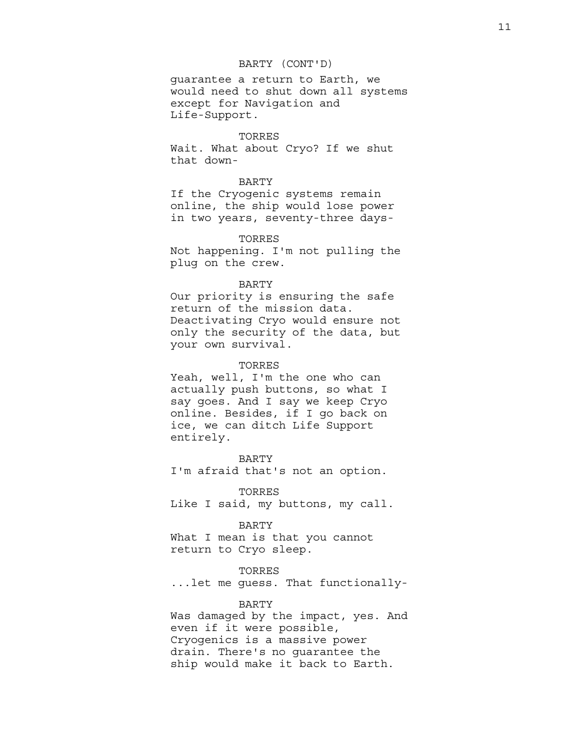BARTY (CONT'D)

guarantee a return to Earth, we would need to shut down all systems except for Navigation and Life-Support.

TORRES

Wait. What about Cryo? If we shut that down-

BARTY

If the Cryogenic systems remain online, the ship would lose power in two years, seventy-three days-

TORRES

Not happening. I'm not pulling the plug on the crew.

BARTY

Our priority is ensuring the safe return of the mission data. Deactivating Cryo would ensure not only the security of the data, but your own survival.

TORRES

Yeah, well, I'm the one who can actually push buttons, so what I say goes. And I say we keep Cryo online. Besides, if I go back on ice, we can ditch Life Support entirely.

BARTY

I'm afraid that's not an option.

TORRES

Like I said, my buttons, my call.

BARTY

What I mean is that you cannot return to Cryo sleep.

TORRES

...let me guess. That functionally-

BARTY

Was damaged by the impact, yes. And even if it were possible, Cryogenics is a massive power drain. There's no guarantee the ship would make it back to Earth.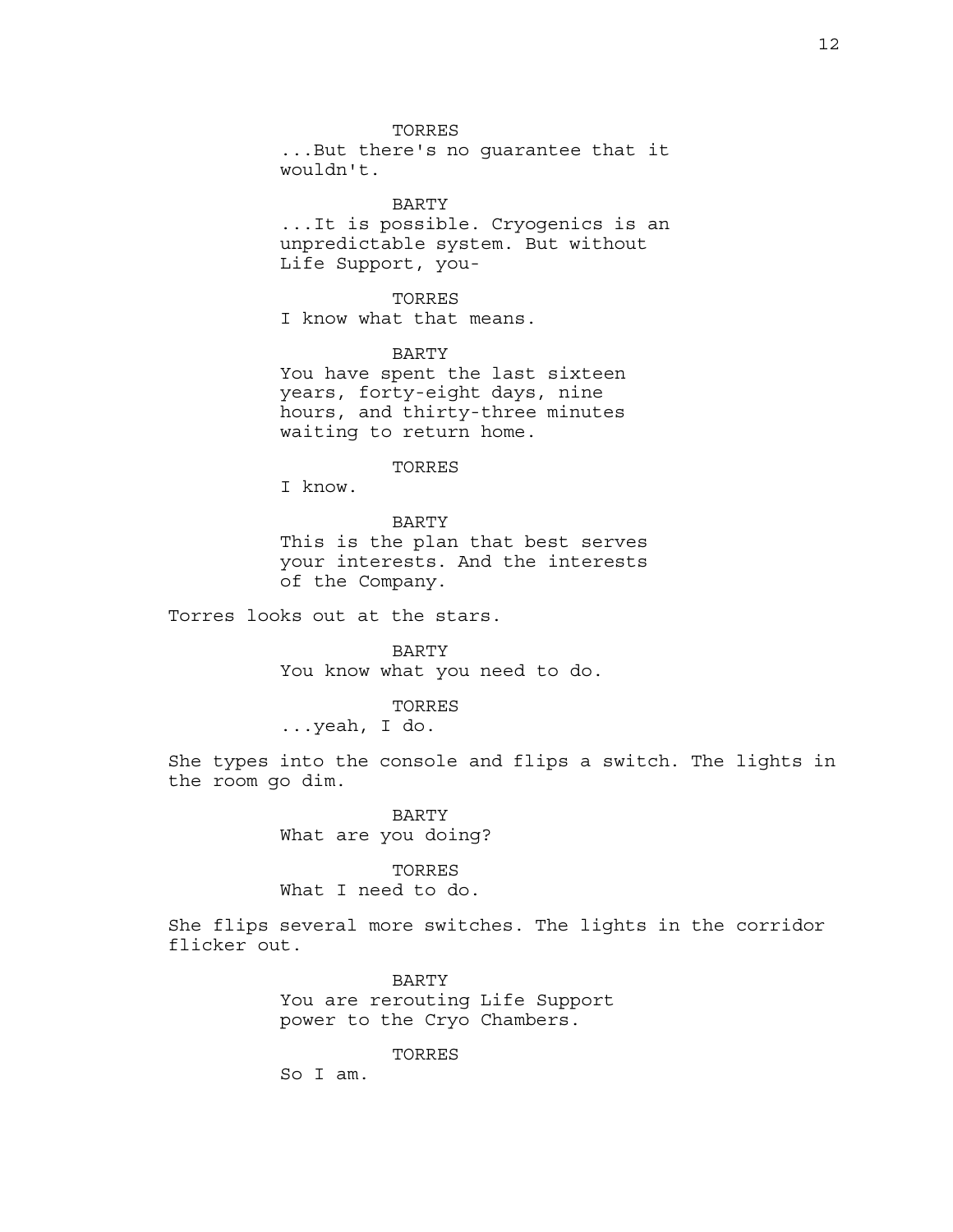TORRES

...But there's no guarantee that it wouldn't.

BARTY

...It is possible. Cryogenics is an unpredictable system. But without Life Support, you-

TORRES

I know what that means.

BARTY

You have spent the last sixteen years, forty-eight days, nine hours, and thirty-three minutes waiting to return home.

TORRES

I know.

BARTY

This is the plan that best serves your interests. And the interests of the Company.

Torres looks out at the stars.

BARTY

You know what you need to do.

TORRES

...yeah, I do.

She types into the console and flips a switch. The lights in the room go dim.

BARTY

What are you doing?

TORRES

What I need to do.

She flips several more switches. The lights in the corridor flicker out.

BARTY

You are rerouting Life Support power to the Cryo Chambers.

TORRES

So I am.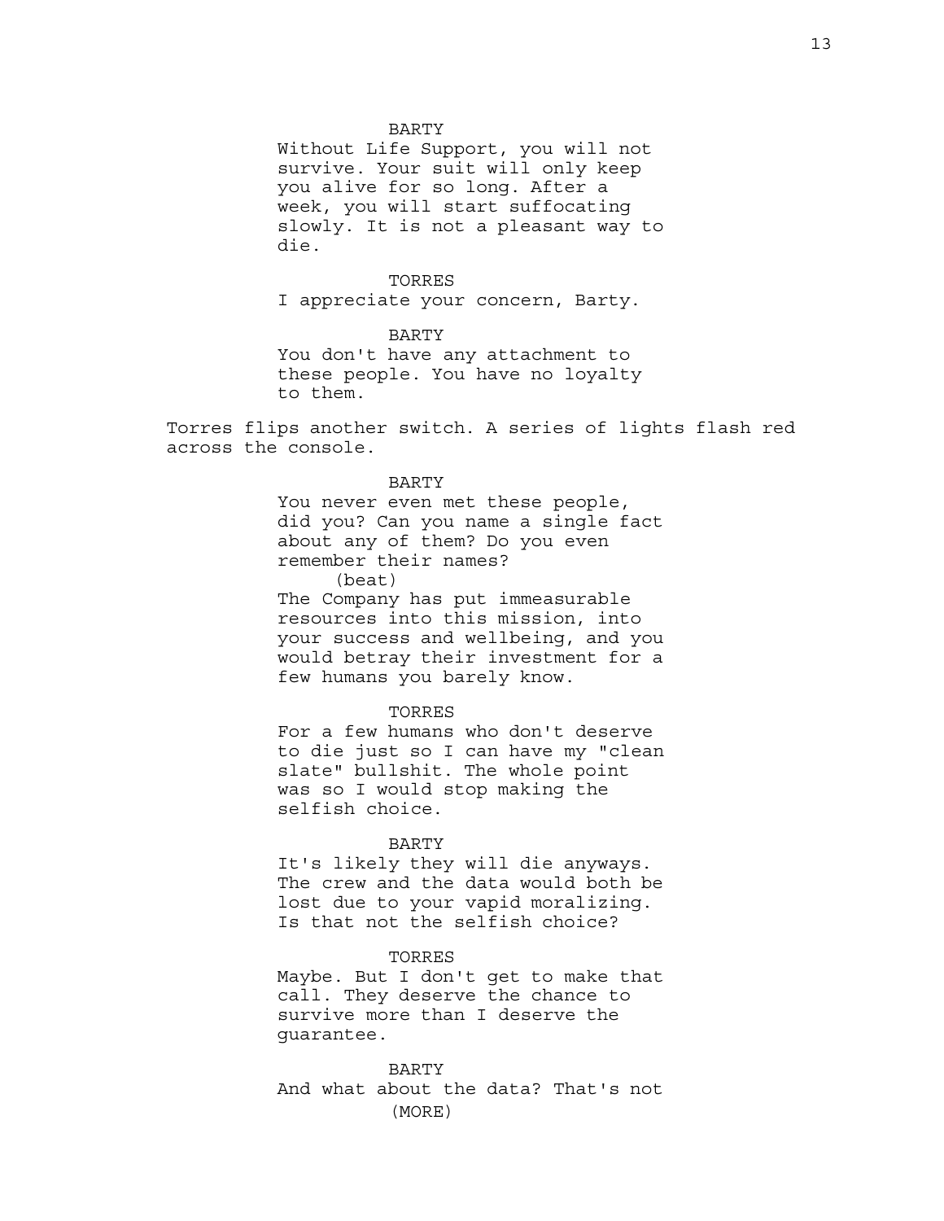BARTY

Without Life Support, you will not survive. Your suit will only keep you alive for so long. After a week, you will start suffocating slowly. It is not a pleasant way to die.

TORRES

I appreciate your concern, Barty.

BARTY

You don't have any attachment to these people. You have no loyalty to them.

Torres flips another switch. A series of lights flash red across the console.

BARTY

You never even met these people, did you? Can you name a single fact about any of them? Do you even remember their names?

(beat)

The Company has put immeasurable resources into this mission, into your success and wellbeing, and you would betray their investment for a few humans you barely know.

TORRES

For a few humans who don't deserve to die just so I can have my "clean slate" bullshit. The whole point was so I would stop making the selfish choice.

BARTY

It's likely they will die anyways. The crew and the data would both be lost due to your vapid moralizing. Is that not the selfish choice?

TORRES

Maybe. But I don't get to make that call. They deserve the chance to survive more than I deserve the guarantee.

BARTY

And what about the data? That's not

(MORE)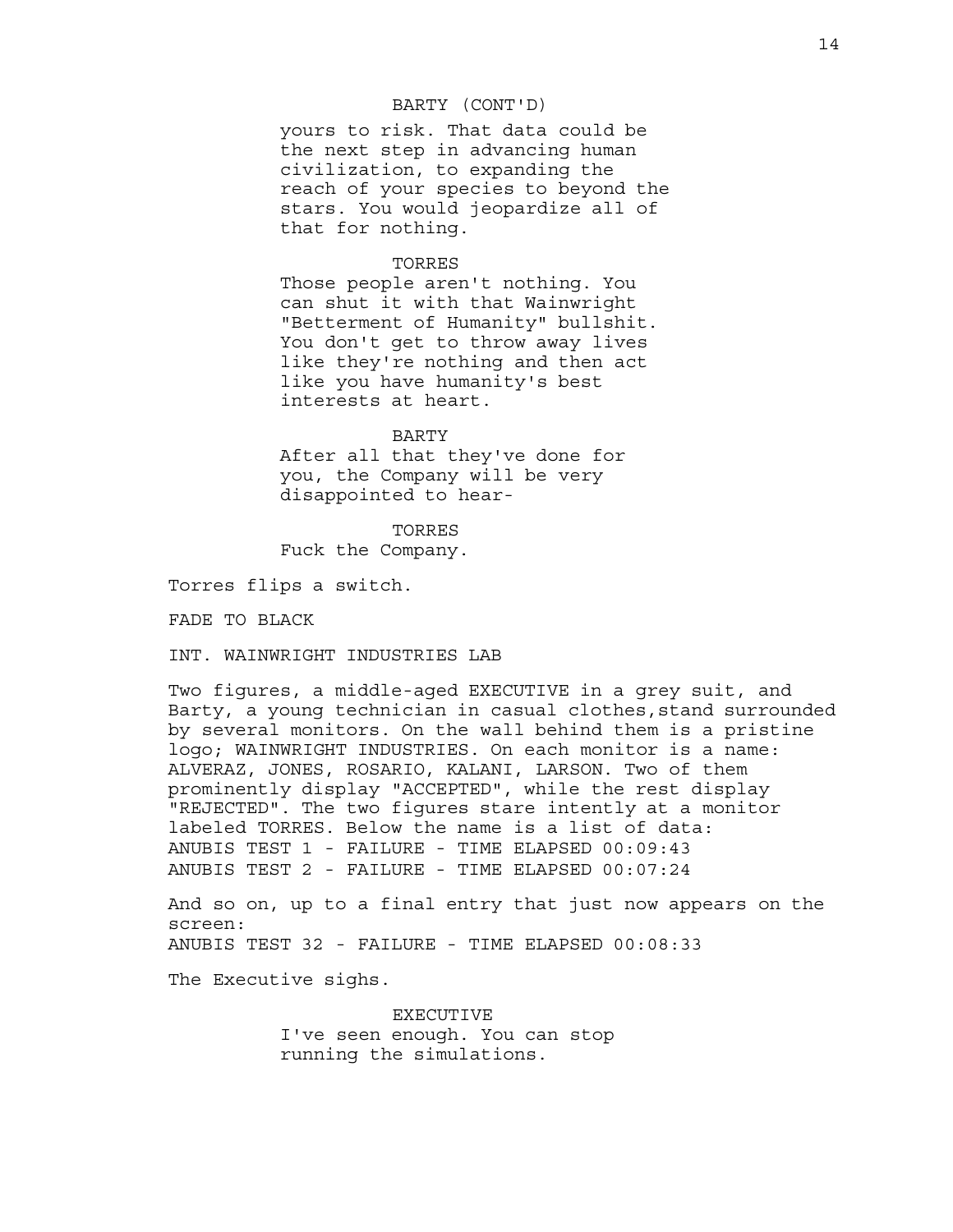BARTY (CONT'D)

yours to risk. That data could be the next step in advancing human civilization, to expanding the reach of your species to beyond the stars. You would jeopardize all of that for nothing.

TORRES

Those people aren't nothing. You can shut it with that Wainwright "Betterment of Humanity" bullshit. You don't get to throw away lives like they're nothing and then act like you have humanity's best interests at heart.

BARTY

After all that they've done for you, the Company will be very disappointed to hear-

TORRES

Fuck the Company.

Torres flips a switch.

FADE TO BLACK

INT. WAINWRIGHT INDUSTRIES LAB

Two figures, a middle-aged EXECUTIVE in a grey suit, and Barty, a young technician in casual clothes,stand surrounded by several monitors. On the wall behind them is a pristine logo; WAINWRIGHT INDUSTRIES. On each monitor is a name: ALVERAZ, JONES, ROSARIO, KALANI, LARSON. Two of them prominently display "ACCEPTED", while the rest display "REJECTED". The two figures stare intently at a monitor labeled TORRES. Below the name is a list of data:
ANUBIS TEST 1 - FAILURE - TIME ELAPSED 00:09:43
ANUBIS TEST 2 - FAILURE - TIME ELAPSED 00:07:24

And so on, up to a final entry that just now appears on the screen:
ANUBIS TEST 32 - FAILURE - TIME ELAPSED 00:08:33

The Executive sighs.

EXECUTIVE

I've seen enough. You can stop running the simulations.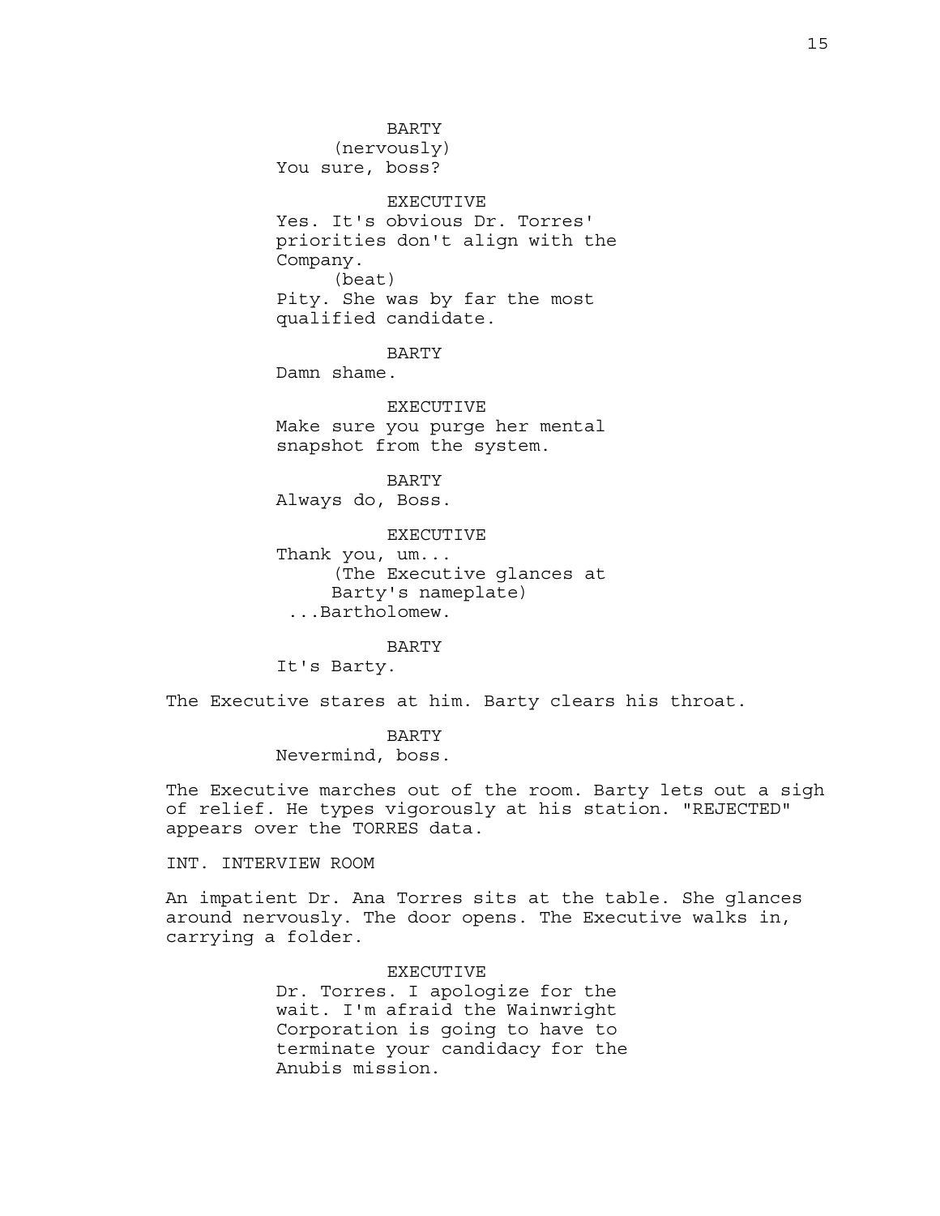BARTY
(nervously)
You sure, boss?

EXECUTIVE
Yes. It's obvious Dr. Torres' priorities don't align with the Company.
(beat)
Pity. She was by far the most qualified candidate.

BARTY
Damn shame.

EXECUTIVE
Make sure you purge her mental snapshot from the system.

BARTY
Always do, Boss.

EXECUTIVE
Thank you, um...
(The Executive glances at Barty's nameplate)
...Bartholomew.

BARTY
It's Barty.

The Executive stares at him. Barty clears his throat.

BARTY
Nevermind, boss.

The Executive marches out of the room. Barty lets out a sigh of relief. He types vigorously at his station. "REJECTED" appears over the TORRES data.

INT. INTERVIEW ROOM

An impatient Dr. Ana Torres sits at the table. She glances around nervously. The door opens. The Executive walks in, carrying a folder.

EXECUTIVE
Dr. Torres. I apologize for the wait. I'm afraid the Wainwright Corporation is going to have to terminate your candidacy for the Anubis mission.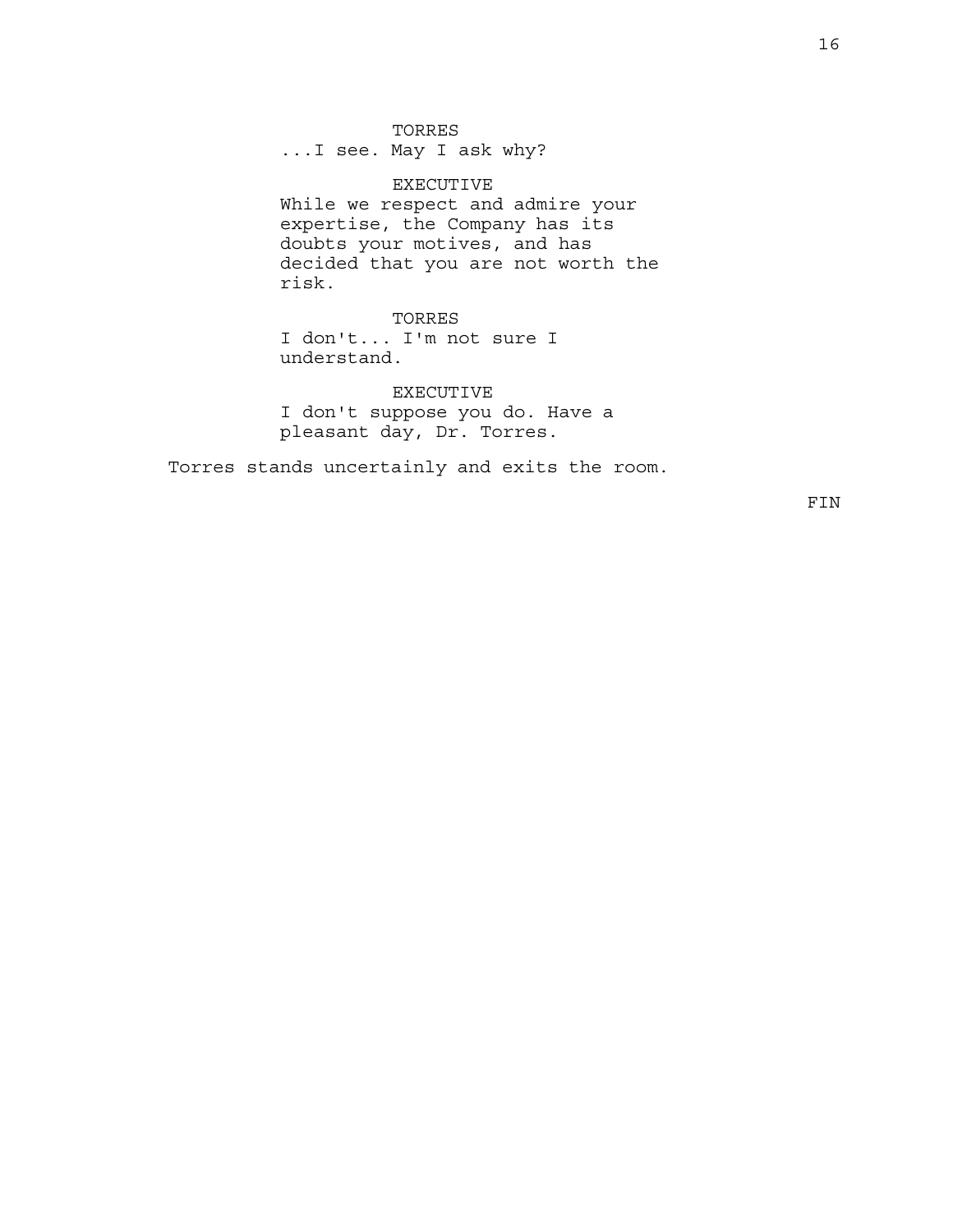TORRES
...I see. May I ask why?

EXECUTIVE
While we respect and admire your expertise, the Company has its doubts your motives, and has decided that you are not worth the risk.

TORRES
I don't... I'm not sure I understand.

EXECUTIVE
I don't suppose you do. Have a pleasant day, Dr. Torres.

Torres stands uncertainly and exits the room.

FIN